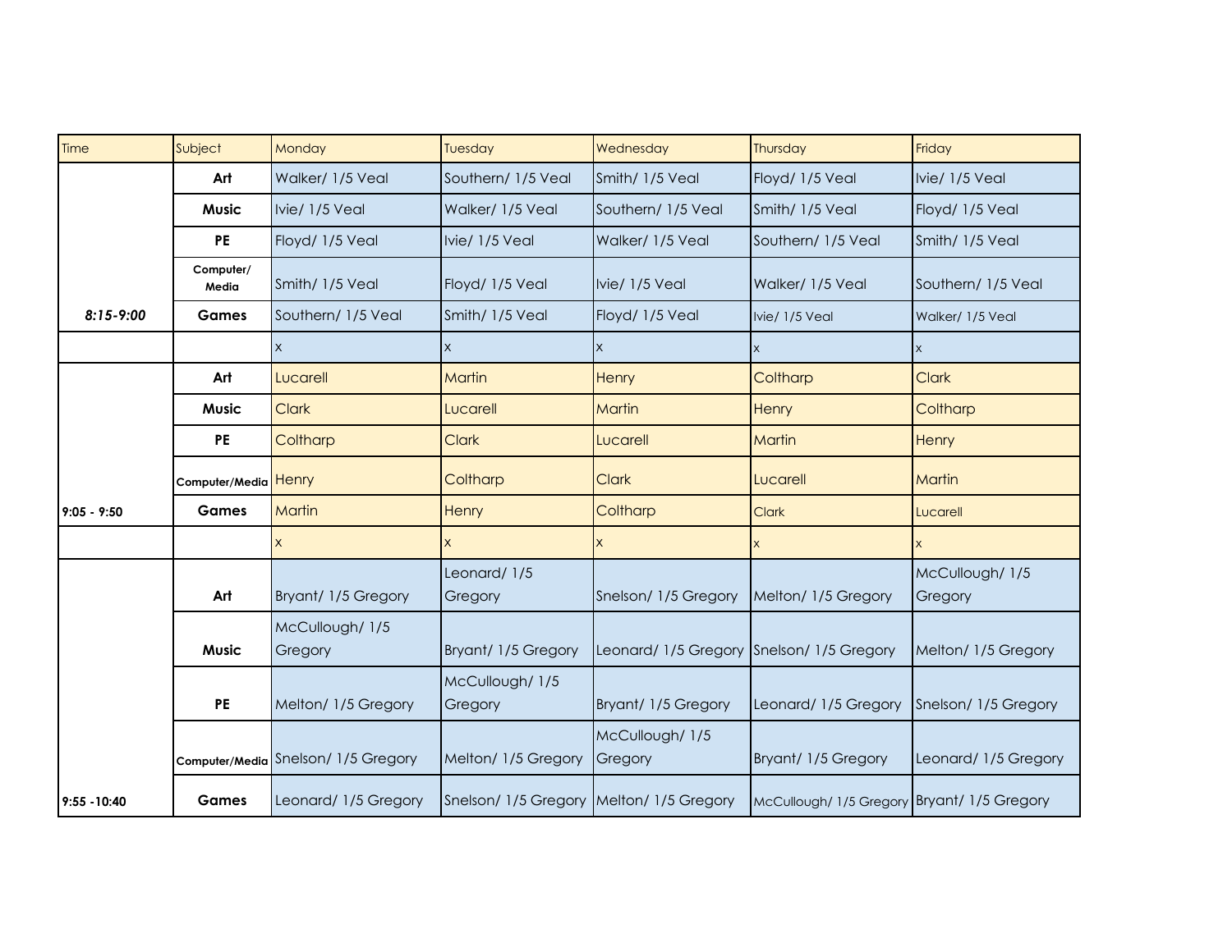| Time | Subject | Monday | Tuesday | Wednesday | Thursday | Friday |
|---|---|---|---|---|---|---|
| | **Art** | Walker/ 1/5 Veal | Southern/ 1/5 Veal | Smith/ 1/5 Veal | Floyd/ 1/5 Veal | Ivie/ 1/5 Veal |
| | **Music** | Ivie/ 1/5 Veal | Walker/ 1/5 Veal | Southern/ 1/5 Veal | Smith/ 1/5 Veal | Floyd/ 1/5 Veal |
| | **PE** | Floyd/ 1/5 Veal | Ivie/ 1/5 Veal | Walker/ 1/5 Veal | Southern/ 1/5 Veal | Smith/ 1/5 Veal |
| | **Computer/ Media** | Smith/ 1/5 Veal | Floyd/ 1/5 Veal | Ivie/ 1/5 Veal | Walker/ 1/5 Veal | Southern/ 1/5 Veal |
| *8:15-9:00* | **Games** | Southern/ 1/5 Veal | Smith/ 1/5 Veal | Floyd/ 1/5 Veal | Ivie/ 1/5 Veal | Walker/ 1/5 Veal |
| | | x | x | x | x | x |
| | **Art** | Lucarell | Martin | Henry | Coltharp | Clark |
| | **Music** | Clark | Lucarell | Martin | Henry | Coltharp |
| | **PE** | Coltharp | Clark | Lucarell | Martin | Henry |
| | **Computer/Media** | Henry | Coltharp | Clark | Lucarell | Martin |
| 9:05 - 9:50 | **Games** | Martin | Henry | Coltharp | Clark | Lucarell |
| | | x | x | x | x | x |
| | **Art** | Bryant/ 1/5 Gregory | Leonard/ 1/5 Gregory | Snelson/ 1/5 Gregory | Melton/ 1/5 Gregory | McCullough/ 1/5 Gregory |
| | **Music** | McCullough/ 1/5 Gregory | Bryant/ 1/5 Gregory | Leonard/ 1/5 Gregory | Snelson/ 1/5 Gregory | Melton/ 1/5 Gregory |
| | **PE** | Melton/ 1/5 Gregory | McCullough/ 1/5 Gregory | Bryant/ 1/5 Gregory | Leonard/ 1/5 Gregory | Snelson/ 1/5 Gregory |
| | **Computer/Media** | Snelson/ 1/5 Gregory | Melton/ 1/5 Gregory | McCullough/ 1/5 Gregory | Bryant/ 1/5 Gregory | Leonard/ 1/5 Gregory |
| 9:55 -10:40 | **Games** | Leonard/ 1/5 Gregory | Snelson/ 1/5 Gregory | Melton/ 1/5 Gregory | McCullough/ 1/5 Gregory | Bryant/ 1/5 Gregory |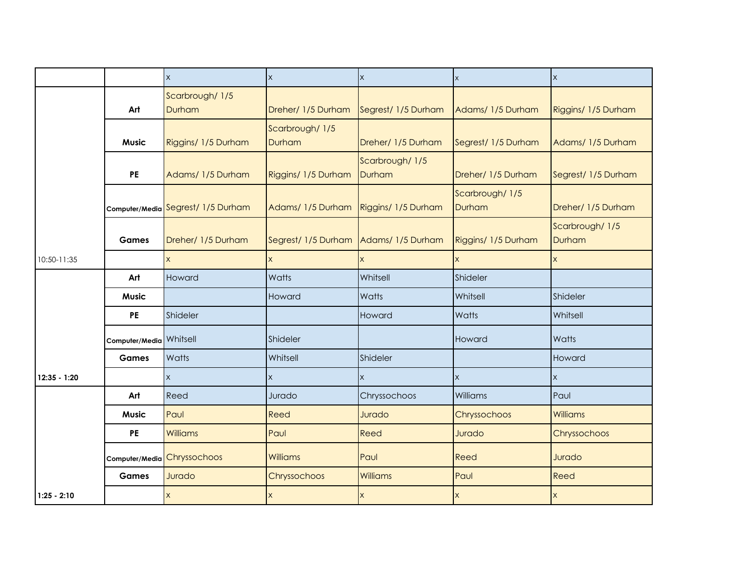| | | | | | | |
|---|---|---|---|---|---|---|
| | | x | x | x | x | x |
| | Art | Scarbrough/ 1/5 Durham | Dreher/ 1/5 Durham | Segrest/ 1/5 Durham | Adams/ 1/5 Durham | Riggins/ 1/5 Durham |
| | Music | Riggins/ 1/5 Durham | Scarbrough/ 1/5 Durham | Dreher/ 1/5 Durham | Segrest/ 1/5 Durham | Adams/ 1/5 Durham |
| | PE | Adams/ 1/5 Durham | Riggins/ 1/5 Durham | Scarbrough/ 1/5 Durham | Dreher/ 1/5 Durham | Segrest/ 1/5 Durham |
| | Computer/Media | Segrest/ 1/5 Durham | Adams/ 1/5 Durham | Riggins/ 1/5 Durham | Scarbrough/ 1/5 Durham | Dreher/ 1/5 Durham |
| | Games | Dreher/ 1/5 Durham | Segrest/ 1/5 Durham | Adams/ 1/5 Durham | Riggins/ 1/5 Durham | Scarbrough/ 1/5 Durham |
| 10:50-11:35 | | x | x | x | x | x |
| | Art | Howard | Watts | Whitsell | Shideler | |
| | Music | | Howard | Watts | Whitsell | Shideler |
| | PE | Shideler | | Howard | Watts | Whitsell |
| | Computer/Media | Whitsell | Shideler | | Howard | Watts |
| | Games | Watts | Whitsell | Shideler | | Howard |
| **12:35 - 1:20** | | x | x | x | x | x |
| | Art | Reed | Jurado | Chryssochoos | Williams | Paul |
| | Music | Paul | Reed | Jurado | Chryssochoos | Williams |
| | PE | Williams | Paul | Reed | Jurado | Chryssochoos |
| | Computer/Media | Chryssochoos | Williams | Paul | Reed | Jurado |
| | Games | Jurado | Chryssochoos | Williams | Paul | Reed |
| **1:25 - 2:10** | | x | x | x | x | x |